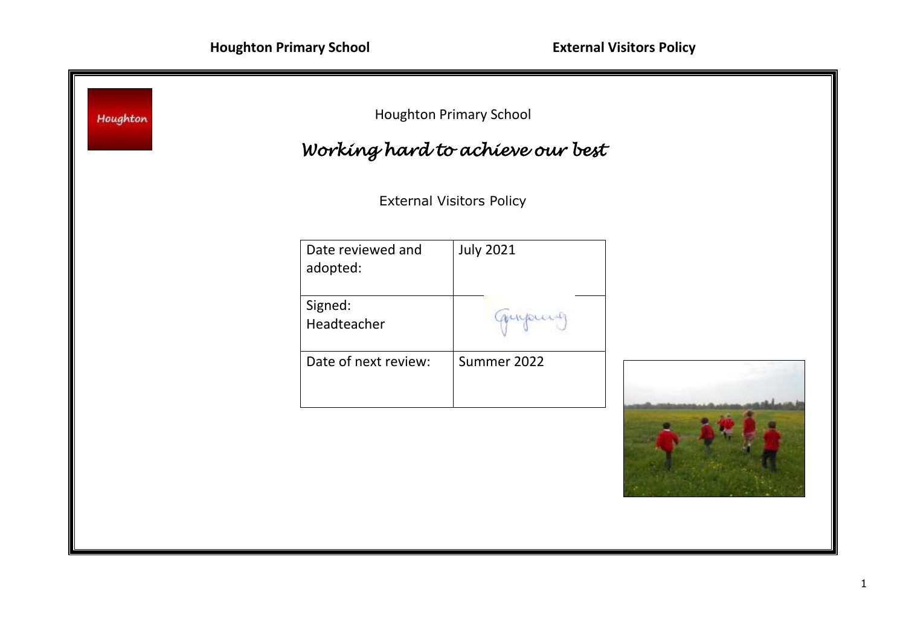Houghton Primary School

*Working hard to achieve our best*

# External Visitors Policy

| Date reviewed and adopted: | July 2021 |
|---|---|
| Signed: Headteacher | |
| Date of next review: | Summer 2022 |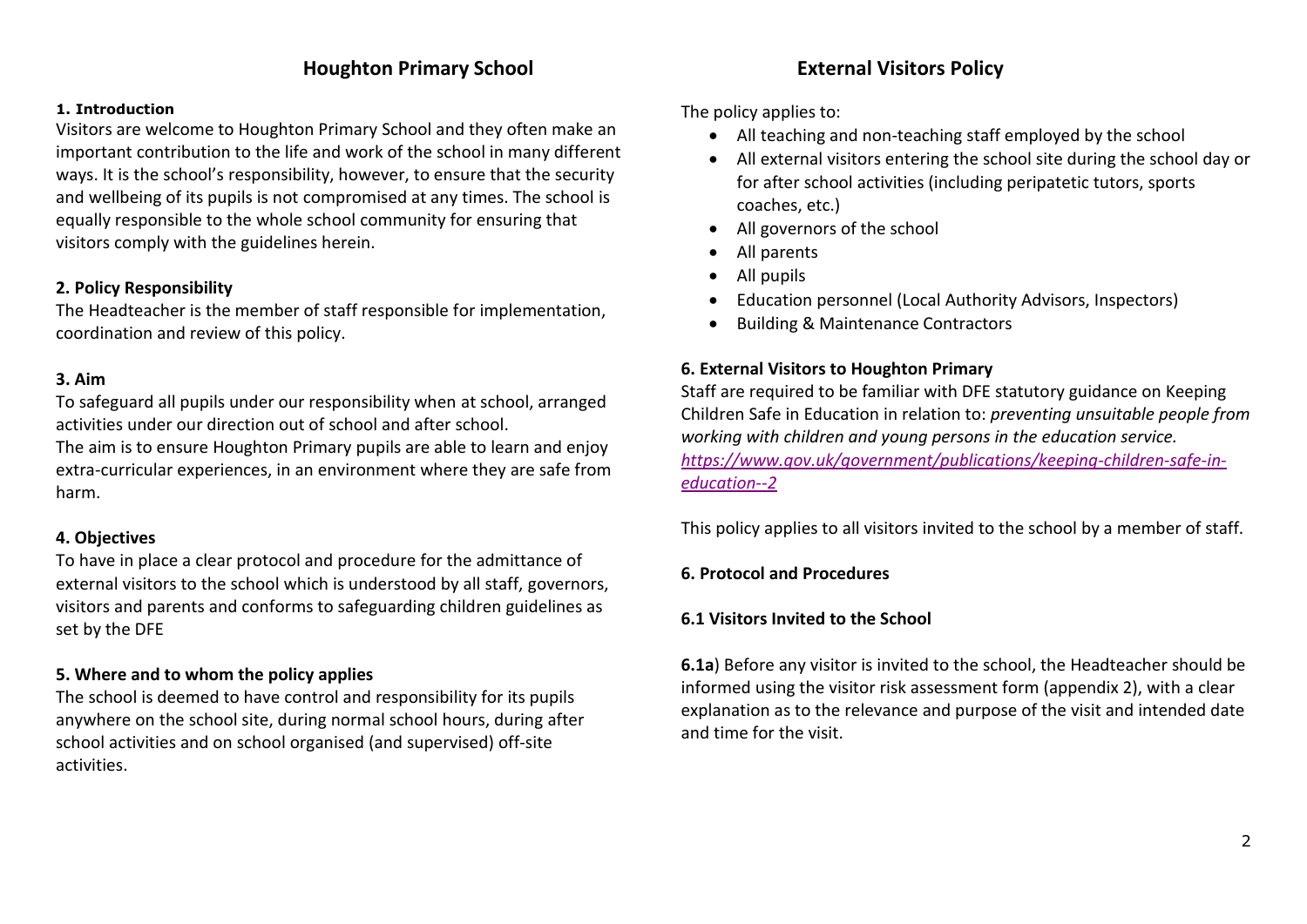# Houghton Primary School

# External Visitors Policy

**1. Introduction**

Visitors are welcome to Houghton Primary School and they often make an important contribution to the life and work of the school in many different ways. It is the school's responsibility, however, to ensure that the security and wellbeing of its pupils is not compromised at any times. The school is equally responsible to the whole school community for ensuring that visitors comply with the guidelines herein.

**2. Policy Responsibility**

The Headteacher is the member of staff responsible for implementation, coordination and review of this policy.

**3. Aim**

To safeguard all pupils under our responsibility when at school, arranged activities under our direction out of school and after school.
The aim is to ensure Houghton Primary pupils are able to learn and enjoy extra-curricular experiences, in an environment where they are safe from harm.

**4. Objectives**

To have in place a clear protocol and procedure for the admittance of external visitors to the school which is understood by all staff, governors, visitors and parents and conforms to safeguarding children guidelines as set by the DFE

**5. Where and to whom the policy applies**

The school is deemed to have control and responsibility for its pupils anywhere on the school site, during normal school hours, during after school activities and on school organised (and supervised) off-site activities.

The policy applies to:

- All teaching and non-teaching staff employed by the school
- All external visitors entering the school site during the school day or for after school activities (including peripatetic tutors, sports coaches, etc.)
- All governors of the school
- All parents
- All pupils
- Education personnel (Local Authority Advisors, Inspectors)
- Building & Maintenance Contractors

**6. External Visitors to Houghton Primary**

Staff are required to be familiar with DFE statutory guidance on Keeping Children Safe in Education in relation to: *preventing unsuitable people from working with children and young persons in the education service.* *https://www.gov.uk/government/publications/keeping-children-safe-in-education--2*

This policy applies to all visitors invited to the school by a member of staff.

**6. Protocol and Procedures**

**6.1 Visitors Invited to the School**

**6.1a**) Before any visitor is invited to the school, the Headteacher should be informed using the visitor risk assessment form (appendix 2), with a clear explanation as to the relevance and purpose of the visit and intended date and time for the visit.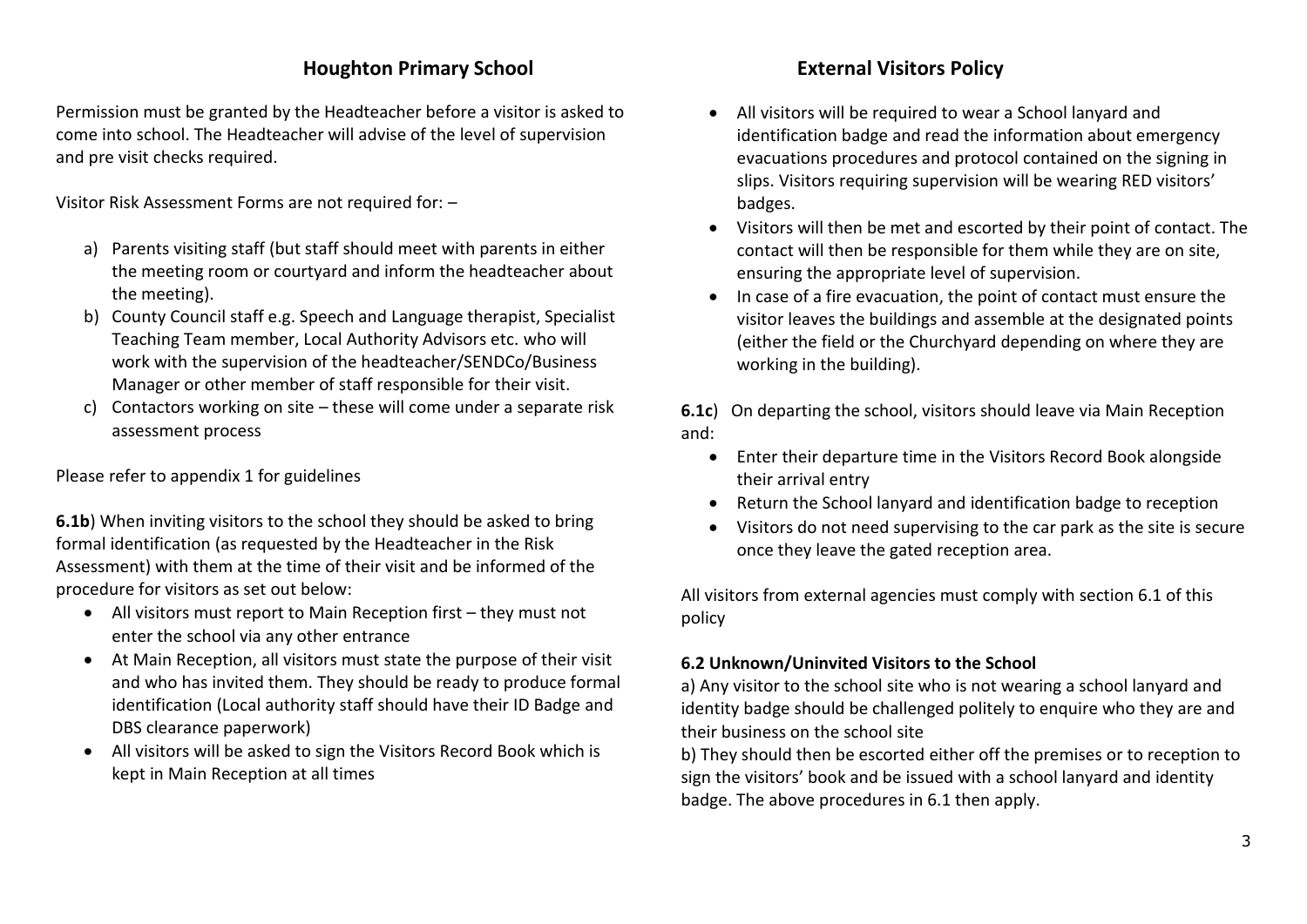# Houghton Primary School

# External Visitors Policy

Permission must be granted by the Headteacher before a visitor is asked to come into school. The Headteacher will advise of the level of supervision and pre visit checks required.

Visitor Risk Assessment Forms are not required for: –

a) Parents visiting staff (but staff should meet with parents in either the meeting room or courtyard and inform the headteacher about the meeting).
b) County Council staff e.g. Speech and Language therapist, Specialist Teaching Team member, Local Authority Advisors etc. who will work with the supervision of the headteacher/SENDCo/Business Manager or other member of staff responsible for their visit.
c) Contactors working on site – these will come under a separate risk assessment process

Please refer to appendix 1 for guidelines

**6.1b**) When inviting visitors to the school they should be asked to bring formal identification (as requested by the Headteacher in the Risk Assessment) with them at the time of their visit and be informed of the procedure for visitors as set out below:

- All visitors must report to Main Reception first – they must not enter the school via any other entrance
- At Main Reception, all visitors must state the purpose of their visit and who has invited them. They should be ready to produce formal identification (Local authority staff should have their ID Badge and DBS clearance paperwork)
- All visitors will be asked to sign the Visitors Record Book which is kept in Main Reception at all times
- All visitors will be required to wear a School lanyard and identification badge and read the information about emergency evacuations procedures and protocol contained on the signing in slips. Visitors requiring supervision will be wearing RED visitors' badges.
- Visitors will then be met and escorted by their point of contact. The contact will then be responsible for them while they are on site, ensuring the appropriate level of supervision.
- In case of a fire evacuation, the point of contact must ensure the visitor leaves the buildings and assemble at the designated points (either the field or the Churchyard depending on where they are working in the building).

**6.1c**) On departing the school, visitors should leave via Main Reception and:

- Enter their departure time in the Visitors Record Book alongside their arrival entry
- Return the School lanyard and identification badge to reception
- Visitors do not need supervising to the car park as the site is secure once they leave the gated reception area.

All visitors from external agencies must comply with section 6.1 of this policy

**6.2 Unknown/Uninvited Visitors to the School**

a) Any visitor to the school site who is not wearing a school lanyard and identity badge should be challenged politely to enquire who they are and their business on the school site

b) They should then be escorted either off the premises or to reception to sign the visitors' book and be issued with a school lanyard and identity badge. The above procedures in 6.1 then apply.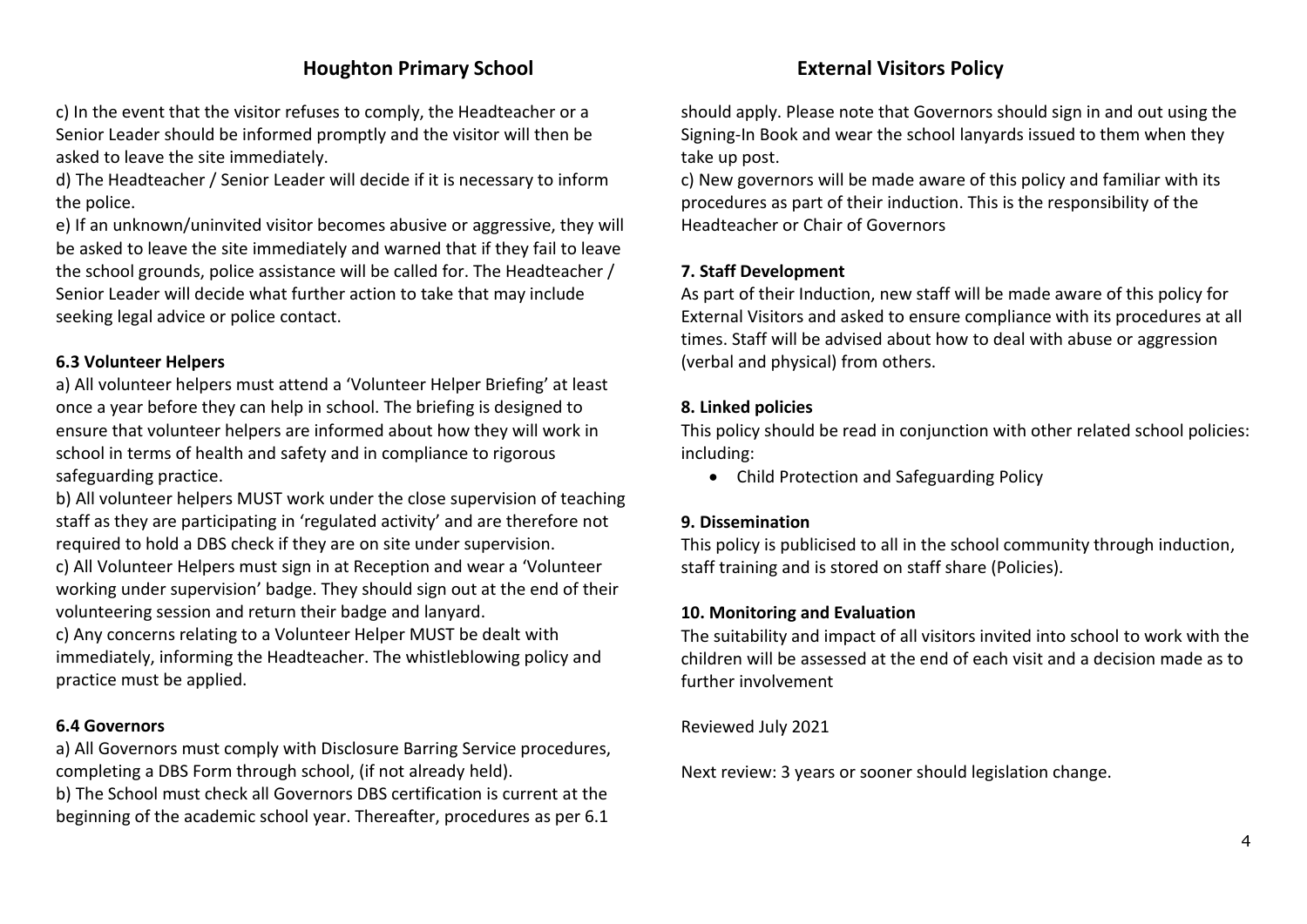c) In the event that the visitor refuses to comply, the Headteacher or a Senior Leader should be informed promptly and the visitor will then be asked to leave the site immediately.

d) The Headteacher / Senior Leader will decide if it is necessary to inform the police.

e) If an unknown/uninvited visitor becomes abusive or aggressive, they will be asked to leave the site immediately and warned that if they fail to leave the school grounds, police assistance will be called for. The Headteacher / Senior Leader will decide what further action to take that may include seeking legal advice or police contact.

**6.3 Volunteer Helpers**

a) All volunteer helpers must attend a 'Volunteer Helper Briefing' at least once a year before they can help in school. The briefing is designed to ensure that volunteer helpers are informed about how they will work in school in terms of health and safety and in compliance to rigorous safeguarding practice.

b) All volunteer helpers MUST work under the close supervision of teaching staff as they are participating in 'regulated activity' and are therefore not required to hold a DBS check if they are on site under supervision.

c) All Volunteer Helpers must sign in at Reception and wear a 'Volunteer working under supervision' badge. They should sign out at the end of their volunteering session and return their badge and lanyard.

c) Any concerns relating to a Volunteer Helper MUST be dealt with immediately, informing the Headteacher. The whistleblowing policy and practice must be applied.

**6.4 Governors**

a) All Governors must comply with Disclosure Barring Service procedures, completing a DBS Form through school, (if not already held).

b) The School must check all Governors DBS certification is current at the beginning of the academic school year. Thereafter, procedures as per 6.1 should apply. Please note that Governors should sign in and out using the Signing-In Book and wear the school lanyards issued to them when they take up post.

c) New governors will be made aware of this policy and familiar with its procedures as part of their induction. This is the responsibility of the Headteacher or Chair of Governors

**7. Staff Development**

As part of their Induction, new staff will be made aware of this policy for External Visitors and asked to ensure compliance with its procedures at all times. Staff will be advised about how to deal with abuse or aggression (verbal and physical) from others.

**8. Linked policies**

This policy should be read in conjunction with other related school policies: including:

- Child Protection and Safeguarding Policy

**9. Dissemination**

This policy is publicised to all in the school community through induction, staff training and is stored on staff share (Policies).

**10. Monitoring and Evaluation**

The suitability and impact of all visitors invited into school to work with the children will be assessed at the end of each visit and a decision made as to further involvement

Reviewed July 2021

Next review: 3 years or sooner should legislation change.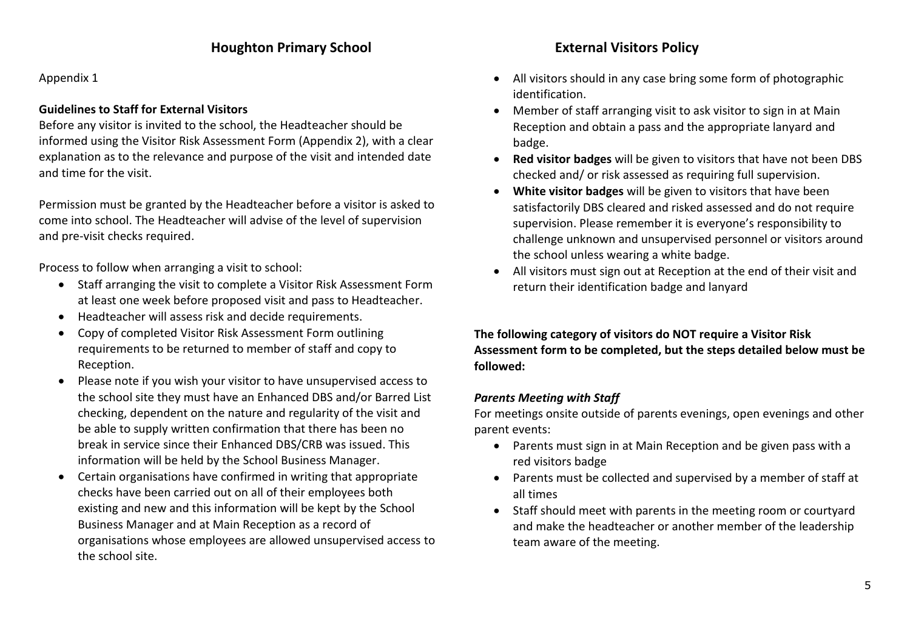Appendix 1

**Guidelines to Staff for External Visitors**

Before any visitor is invited to the school, the Headteacher should be informed using the Visitor Risk Assessment Form (Appendix 2), with a clear explanation as to the relevance and purpose of the visit and intended date and time for the visit.

Permission must be granted by the Headteacher before a visitor is asked to come into school. The Headteacher will advise of the level of supervision and pre-visit checks required.

Process to follow when arranging a visit to school:

- Staff arranging the visit to complete a Visitor Risk Assessment Form at least one week before proposed visit and pass to Headteacher.
- Headteacher will assess risk and decide requirements.
- Copy of completed Visitor Risk Assessment Form outlining requirements to be returned to member of staff and copy to Reception.
- Please note if you wish your visitor to have unsupervised access to the school site they must have an Enhanced DBS and/or Barred List checking, dependent on the nature and regularity of the visit and be able to supply written confirmation that there has been no break in service since their Enhanced DBS/CRB was issued. This information will be held by the School Business Manager.
- Certain organisations have confirmed in writing that appropriate checks have been carried out on all of their employees both existing and new and this information will be kept by the School Business Manager and at Main Reception as a record of organisations whose employees are allowed unsupervised access to the school site.
- All visitors should in any case bring some form of photographic identification.
- Member of staff arranging visit to ask visitor to sign in at Main Reception and obtain a pass and the appropriate lanyard and badge.
- **Red visitor badges** will be given to visitors that have not been DBS checked and/ or risk assessed as requiring full supervision.
- **White visitor badges** will be given to visitors that have been satisfactorily DBS cleared and risked assessed and do not require supervision. Please remember it is everyone's responsibility to challenge unknown and unsupervised personnel or visitors around the school unless wearing a white badge.
- All visitors must sign out at Reception at the end of their visit and return their identification badge and lanyard

**The following category of visitors do NOT require a Visitor Risk Assessment form to be completed, but the steps detailed below must be followed:**

***Parents Meeting with Staff***

For meetings onsite outside of parents evenings, open evenings and other parent events:

- Parents must sign in at Main Reception and be given pass with a red visitors badge
- Parents must be collected and supervised by a member of staff at all times
- Staff should meet with parents in the meeting room or courtyard and make the headteacher or another member of the leadership team aware of the meeting.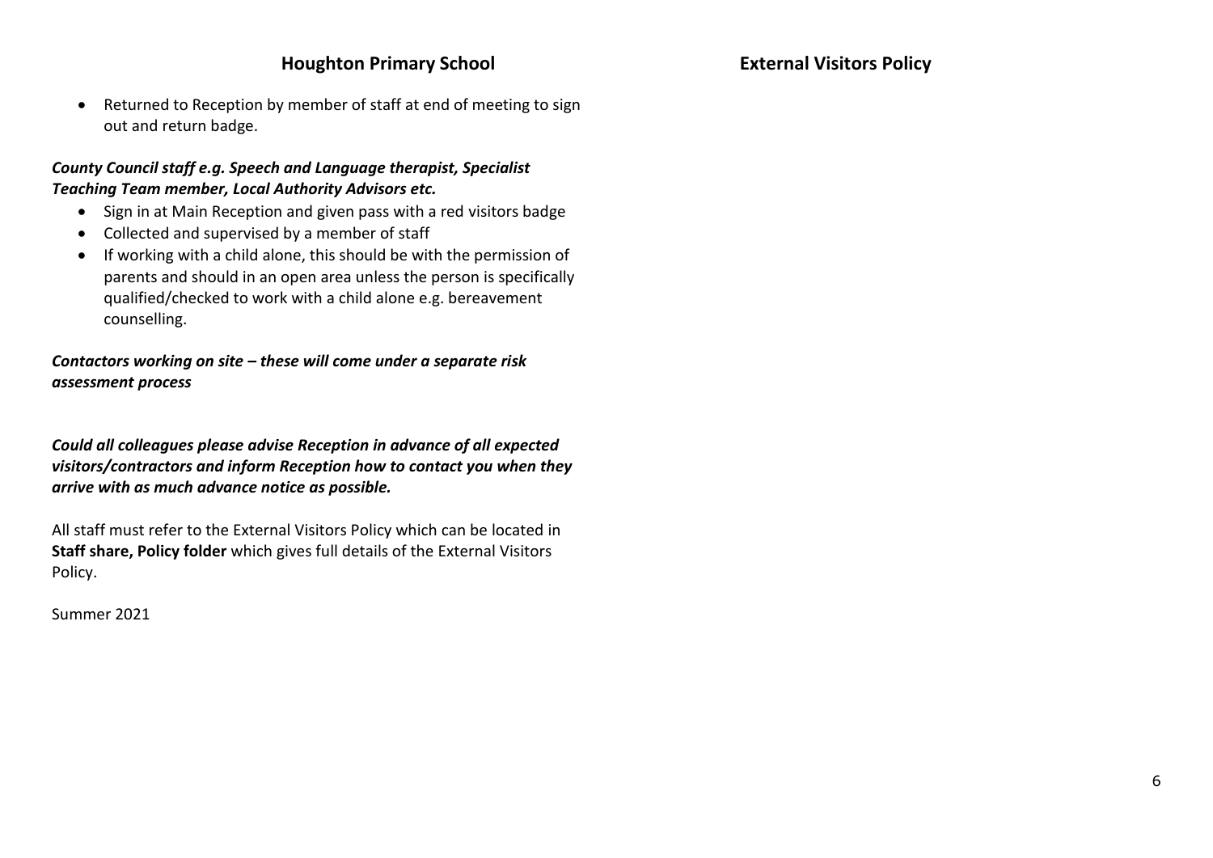- Returned to Reception by member of staff at end of meeting to sign out and return badge.

***County Council staff e.g. Speech and Language therapist, Specialist Teaching Team member, Local Authority Advisors etc.***

- Sign in at Main Reception and given pass with a red visitors badge
- Collected and supervised by a member of staff
- If working with a child alone, this should be with the permission of parents and should in an open area unless the person is specifically qualified/checked to work with a child alone e.g. bereavement counselling.

***Contactors working on site – these will come under a separate risk assessment process***

***Could all colleagues please advise Reception in advance of all expected visitors/contractors and inform Reception how to contact you when they arrive with as much advance notice as possible.***

All staff must refer to the External Visitors Policy which can be located in **Staff share, Policy folder** which gives full details of the External Visitors Policy.

Summer 2021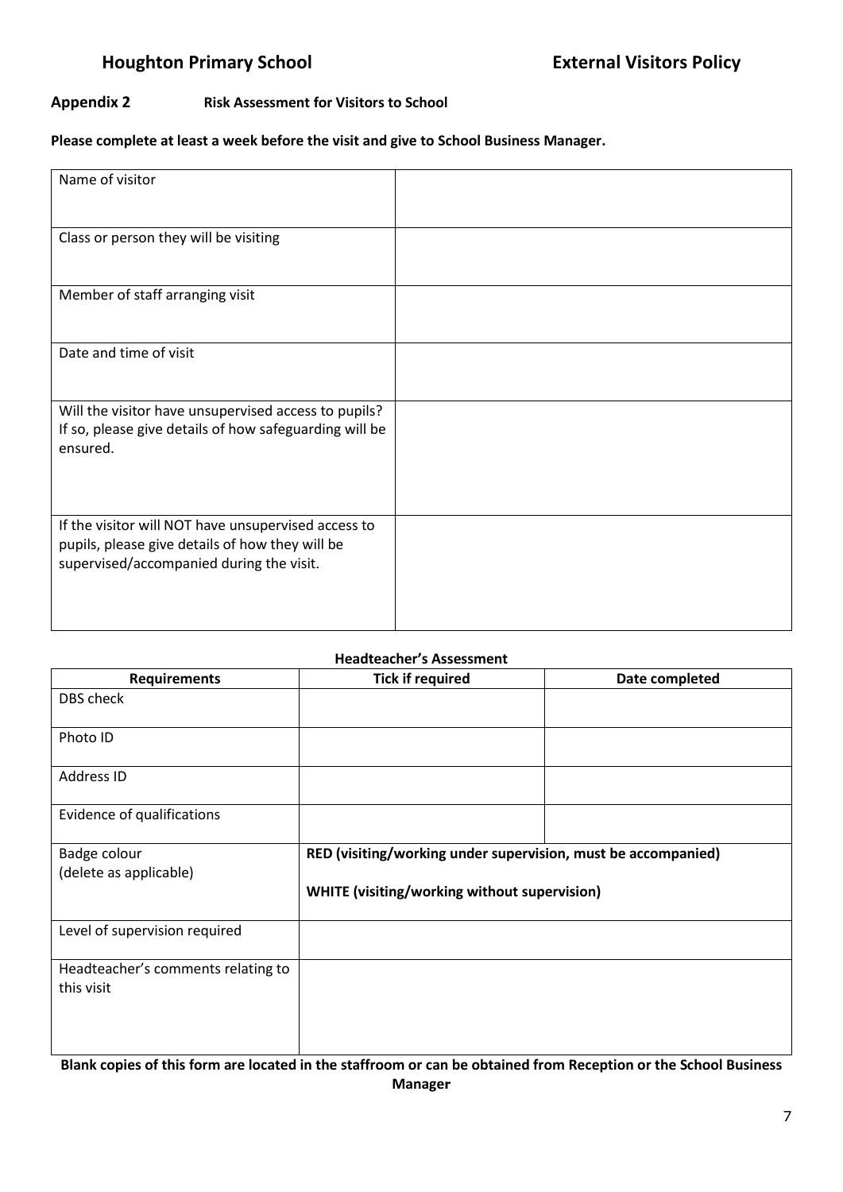**Houghton Primary School** **External Visitors Policy**

## Appendix 2 Risk Assessment for Visitors to School

**Please complete at least a week before the visit and give to School Business Manager.**

| | |
|---|---|
| Name of visitor | |
| Class or person they will be visiting | |
| Member of staff arranging visit | |
| Date and time of visit | |
| Will the visitor have unsupervised access to pupils? If so, please give details of how safeguarding will be ensured. | |
| If the visitor will NOT have unsupervised access to pupils, please give details of how they will be supervised/accompanied during the visit. | |

**Headteacher's Assessment**

| Requirements | Tick if required | Date completed |
|---|---|---|
| DBS check | | |
| Photo ID | | |
| Address ID | | |
| Evidence of qualifications | | |
| Badge colour (delete as applicable) | **RED (visiting/working under supervision, must be accompanied)** **WHITE (visiting/working without supervision)** | |
| Level of supervision required | | |
| Headteacher's comments relating to this visit | | |

**Blank copies of this form are located in the staffroom or can be obtained from Reception or the School Business Manager**